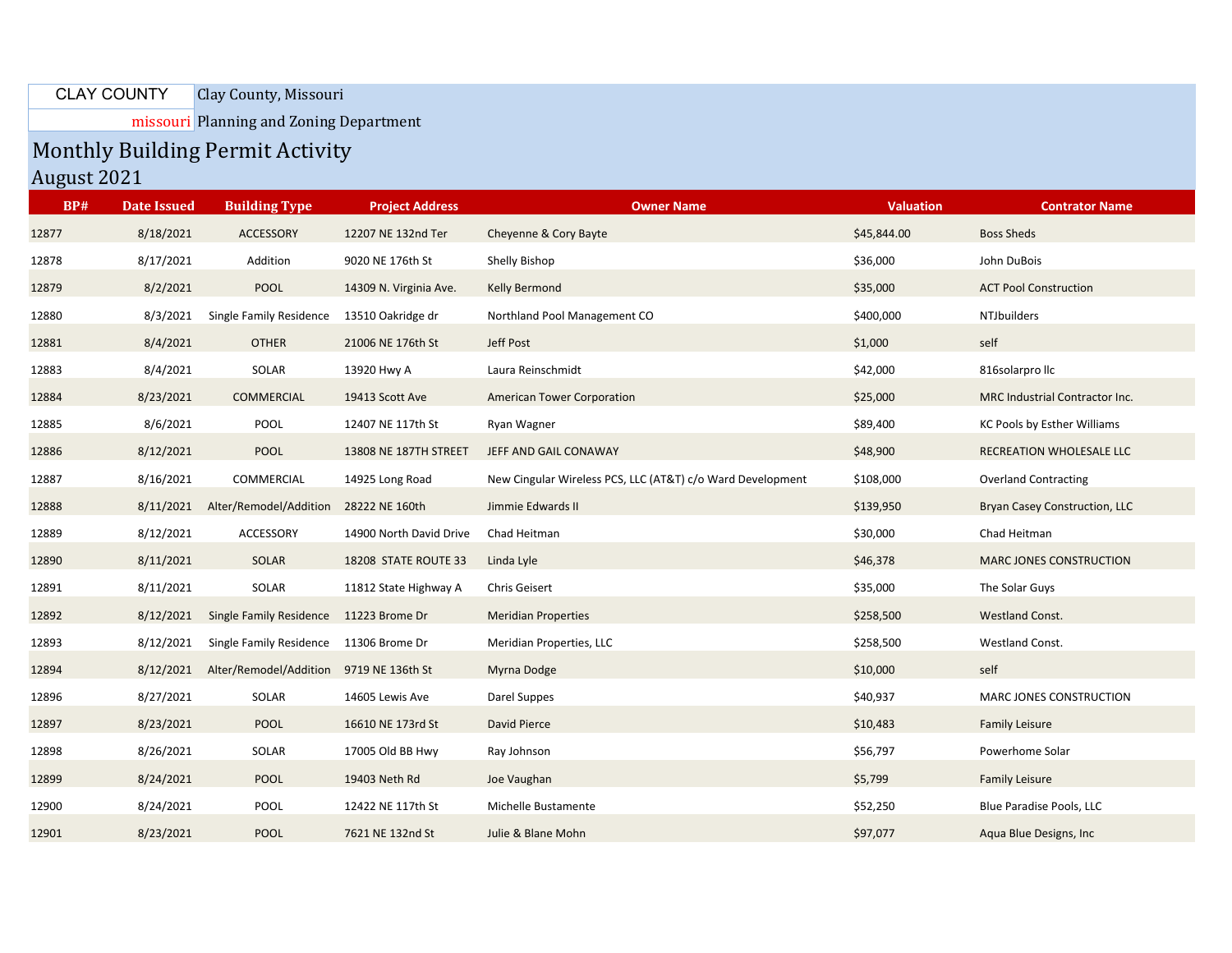CLAY COUNTY missouri

Clay County, Missouri

Planning and Zoning Department

# Monthly Building Permit Activity

## August 2021

| BP# | Date Issued | Building Type | Project Address | Owner Name | Valuation | Contrator Name |
|---|---|---|---|---|---|---|
| 12877 | 8/18/2021 | ACCESSORY | 12207 NE 132nd Ter | Cheyenne & Cory Bayte | $45,844.00 | Boss Sheds |
| 12878 | 8/17/2021 | Addition | 9020 NE 176th St | Shelly Bishop | $36,000 | John DuBois |
| 12879 | 8/2/2021 | POOL | 14309 N. Virginia Ave. | Kelly Bermond | $35,000 | ACT Pool Construction |
| 12880 | 8/3/2021 | Single Family Residence | 13510 Oakridge dr | Northland Pool Management CO | $400,000 | NTJbuilders |
| 12881 | 8/4/2021 | OTHER | 21006 NE 176th St | Jeff Post | $1,000 | self |
| 12883 | 8/4/2021 | SOLAR | 13920 Hwy A | Laura Reinschmidt | $42,000 | 816solarpro llc |
| 12884 | 8/23/2021 | COMMERCIAL | 19413 Scott Ave | American Tower Corporation | $25,000 | MRC Industrial Contractor Inc. |
| 12885 | 8/6/2021 | POOL | 12407 NE 117th St | Ryan Wagner | $89,400 | KC Pools by Esther Williams |
| 12886 | 8/12/2021 | POOL | 13808 NE 187TH STREET | JEFF AND GAIL CONAWAY | $48,900 | RECREATION WHOLESALE LLC |
| 12887 | 8/16/2021 | COMMERCIAL | 14925 Long Road | New Cingular Wireless PCS, LLC (AT&T) c/o Ward Development | $108,000 | Overland Contracting |
| 12888 | 8/11/2021 | Alter/Remodel/Addition | 28222 NE 160th | Jimmie Edwards II | $139,950 | Bryan Casey Construction, LLC |
| 12889 | 8/12/2021 | ACCESSORY | 14900 North David Drive | Chad Heitman | $30,000 | Chad Heitman |
| 12890 | 8/11/2021 | SOLAR | 18208 STATE ROUTE 33 | Linda Lyle | $46,378 | MARC JONES CONSTRUCTION |
| 12891 | 8/11/2021 | SOLAR | 11812 State Highway A | Chris Geisert | $35,000 | The Solar Guys |
| 12892 | 8/12/2021 | Single Family Residence | 11223 Brome Dr | Meridian Properties | $258,500 | Westland Const. |
| 12893 | 8/12/2021 | Single Family Residence | 11306 Brome Dr | Meridian Properties, LLC | $258,500 | Westland Const. |
| 12894 | 8/12/2021 | Alter/Remodel/Addition | 9719 NE 136th St | Myrna Dodge | $10,000 | self |
| 12896 | 8/27/2021 | SOLAR | 14605 Lewis Ave | Darel Suppes | $40,937 | MARC JONES CONSTRUCTION |
| 12897 | 8/23/2021 | POOL | 16610 NE 173rd St | David Pierce | $10,483 | Family Leisure |
| 12898 | 8/26/2021 | SOLAR | 17005 Old BB Hwy | Ray Johnson | $56,797 | Powerhome Solar |
| 12899 | 8/24/2021 | POOL | 19403 Neth Rd | Joe Vaughan | $5,799 | Family Leisure |
| 12900 | 8/24/2021 | POOL | 12422 NE 117th St | Michelle Bustamente | $52,250 | Blue Paradise Pools, LLC |
| 12901 | 8/23/2021 | POOL | 7621 NE 132nd St | Julie & Blane Mohn | $97,077 | Aqua Blue Designs, Inc |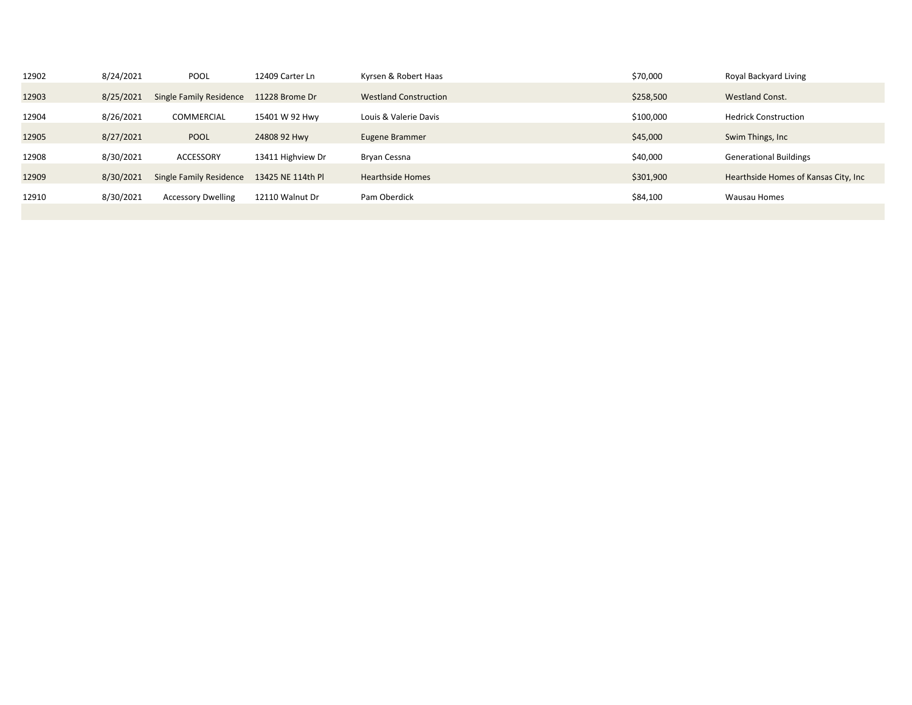| | | | | | | |
|---|---|---|---|---|---|---|
| 12902 | 8/24/2021 | POOL | 12409 Carter Ln | Kyrsen & Robert Haas | $70,000 | Royal Backyard Living |
| 12903 | 8/25/2021 | Single Family Residence | 11228 Brome Dr | Westland Construction | $258,500 | Westland Const. |
| 12904 | 8/26/2021 | COMMERCIAL | 15401 W 92 Hwy | Louis & Valerie Davis | $100,000 | Hedrick Construction |
| 12905 | 8/27/2021 | POOL | 24808 92 Hwy | Eugene Brammer | $45,000 | Swim Things, Inc |
| 12908 | 8/30/2021 | ACCESSORY | 13411 Highview Dr | Bryan Cessna | $40,000 | Generational Buildings |
| 12909 | 8/30/2021 | Single Family Residence | 13425 NE 114th Pl | Hearthside Homes | $301,900 | Hearthside Homes of Kansas City, Inc |
| 12910 | 8/30/2021 | Accessory Dwelling | 12110 Walnut Dr | Pam Oberdick | $84,100 | Wausau Homes |